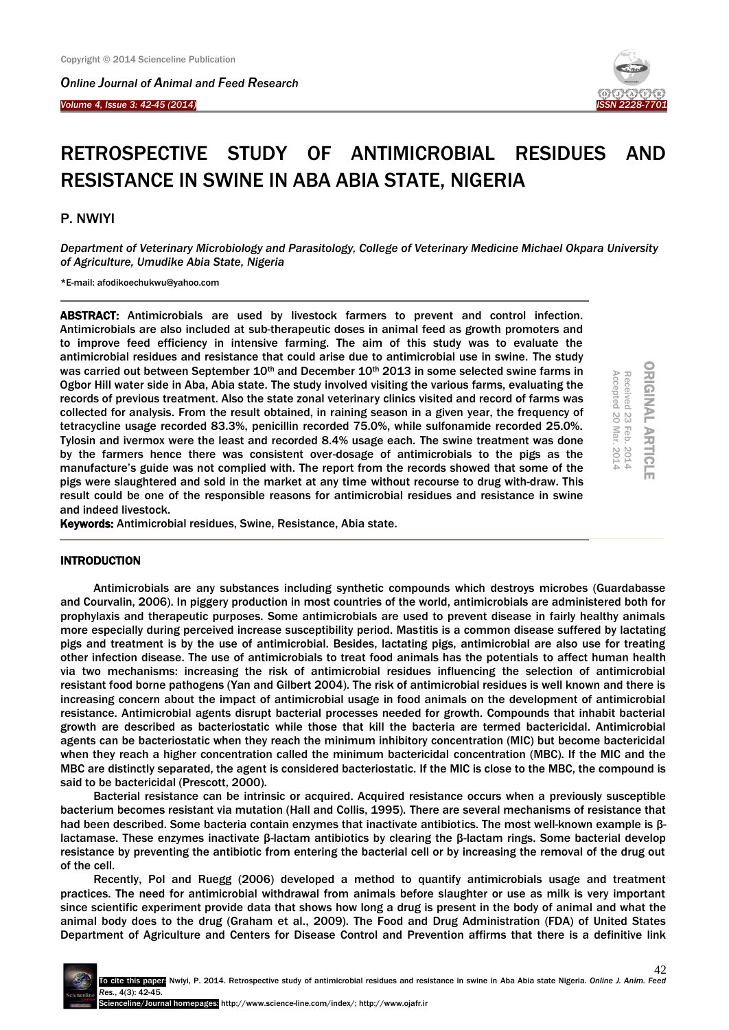# RETROSPECTIVE STUDY OF ANTIMICROBIAL RESIDUES AND RESISTANCE IN SWINE IN ABA ABIA STATE, NIGERIA

P. NWIYI

*Department of Veterinary Microbiology and Parasitology, College of Veterinary Medicine Michael Okpara University of Agriculture, Umudike Abia State, Nigeria*

*E-mail: afodikoechukwu@yahoo.com

ORIGINAL ARTICLE
Received 23 Feb. 2014
Accepted 20 Mar. 2014

**ABSTRACT:** Antimicrobials are used by livestock farmers to prevent and control infection. Antimicrobials are also included at sub-therapeutic doses in animal feed as growth promoters and to improve feed efficiency in intensive farming. The aim of this study was to evaluate the antimicrobial residues and resistance that could arise due to antimicrobial use in swine. The study was carried out between September 10th and December 10th 2013 in some selected swine farms in Ogbor Hill water side in Aba, Abia state. The study involved visiting the various farms, evaluating the records of previous treatment. Also the state zonal veterinary clinics visited and record of farms was collected for analysis. From the result obtained, in raining season in a given year, the frequency of tetracycline usage recorded 83.3%, penicillin recorded 75.0%, while sulfonamide recorded 25.0%. Tylosin and ivermox were the least and recorded 8.4% usage each. The swine treatment was done by the farmers hence there was consistent over-dosage of antimicrobials to the pigs as the manufacture's guide was not complied with. The report from the records showed that some of the pigs were slaughtered and sold in the market at any time without recourse to drug with-draw. This result could be one of the responsible reasons for antimicrobial residues and resistance in swine and indeed livestock.

**Keywords:** Antimicrobial residues, Swine, Resistance, Abia state.

## INTRODUCTION

Antimicrobials are any substances including synthetic compounds which destroys microbes (Guardabasse and Courvalin, 2006). In piggery production in most countries of the world, antimicrobials are administered both for prophylaxis and therapeutic purposes. Some antimicrobials are used to prevent disease in fairly healthy animals more especially during perceived increase susceptibility period. Mastitis is a common disease suffered by lactating pigs and treatment is by the use of antimicrobial. Besides, lactating pigs, antimicrobial are also use for treating other infection disease. The use of antimicrobials to treat food animals has the potentials to affect human health via two mechanisms: increasing the risk of antimicrobial residues influencing the selection of antimicrobial resistant food borne pathogens (Yan and Gilbert 2004). The risk of antimicrobial residues is well known and there is increasing concern about the impact of antimicrobial usage in food animals on the development of antimicrobial resistance. Antimicrobial agents disrupt bacterial processes needed for growth. Compounds that inhabit bacterial growth are described as bacteriostatic while those that kill the bacteria are termed bactericidal. Antimicrobial agents can be bacteriostatic when they reach the minimum inhibitory concentration (MIC) but become bactericidal when they reach a higher concentration called the minimum bactericidal concentration (MBC). If the MIC and the MBC are distinctly separated, the agent is considered bacteriostatic. If the MIC is close to the MBC, the compound is said to be bactericidal (Prescott, 2000).

Bacterial resistance can be intrinsic or acquired. Acquired resistance occurs when a previously susceptible bacterium becomes resistant via mutation (Hall and Collis, 1995). There are several mechanisms of resistance that had been described. Some bacteria contain enzymes that inactivate antibiotics. The most well-known example is β-lactamase. These enzymes inactivate β-lactam antibiotics by clearing the β-lactam rings. Some bacterial develop resistance by preventing the antibiotic from entering the bacterial cell or by increasing the removal of the drug out of the cell.

Recently, Pol and Ruegg (2006) developed a method to quantify antimicrobials usage and treatment practices. The need for antimicrobial withdrawal from animals before slaughter or use as milk is very important since scientific experiment provide data that shows how long a drug is present in the body of animal and what the animal body does to the drug (Graham et al., 2009). The Food and Drug Administration (FDA) of United States Department of Agriculture and Centers for Disease Control and Prevention affirms that there is a definitive link

To cite this paper: Nwiyi, P. 2014. Retrospective study of antimicrobial residues and resistance in swine in Aba Abia state Nigeria. *Online J. Anim. Feed Res.*, 4(3): 42-45.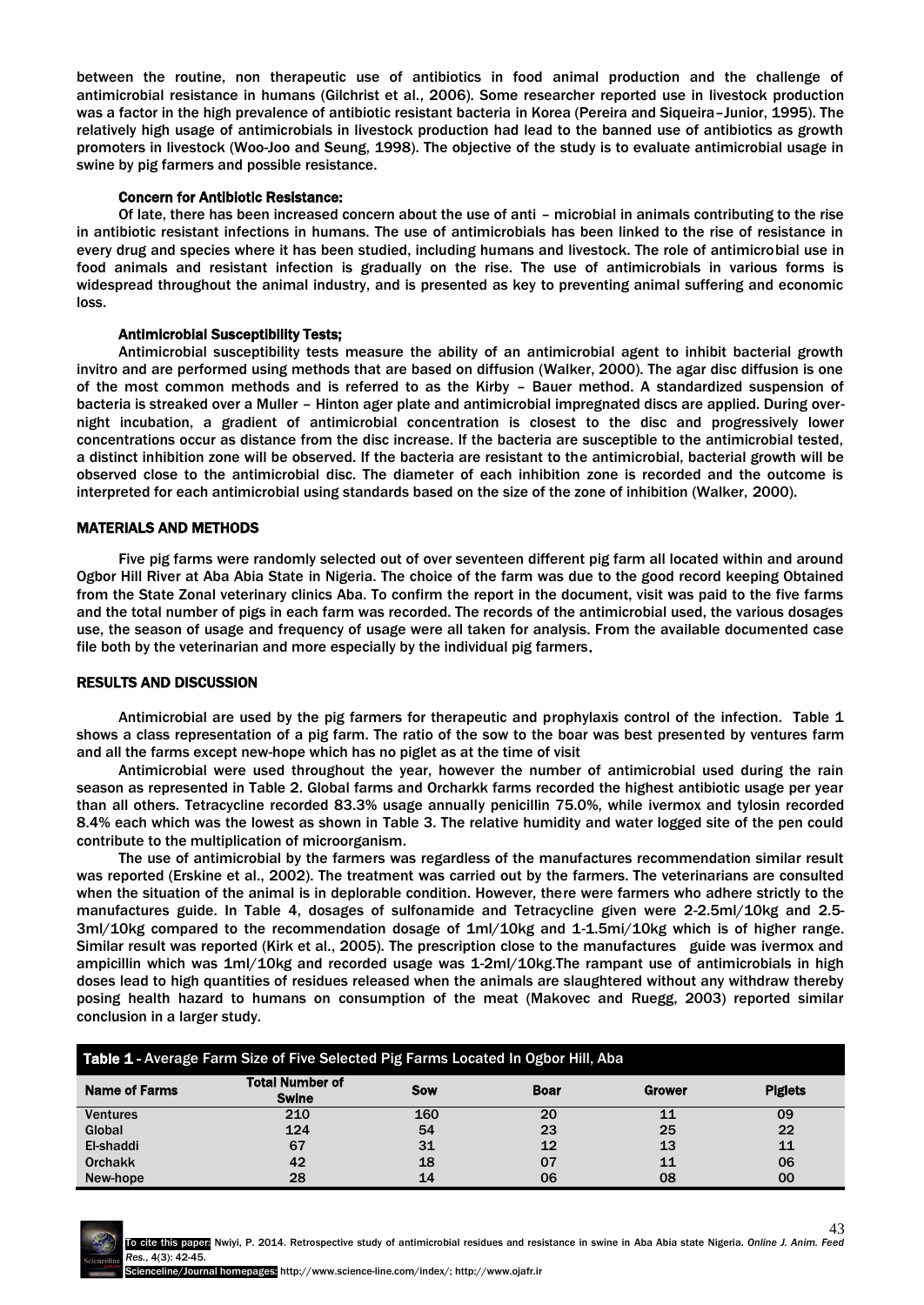between the routine, non therapeutic use of antibiotics in food animal production and the challenge of antimicrobial resistance in humans (Gilchrist et al., 2006). Some researcher reported use in livestock production was a factor in the high prevalence of antibiotic resistant bacteria in Korea (Pereira and Siqueira–Junior, 1995). The relatively high usage of antimicrobials in livestock production had lead to the banned use of antibiotics as growth promoters in livestock (Woo-Joo and Seung, 1998). The objective of the study is to evaluate antimicrobial usage in swine by pig farmers and possible resistance.

**Concern for Antibiotic Resistance:**

Of late, there has been increased concern about the use of anti – microbial in animals contributing to the rise in antibiotic resistant infections in humans. The use of antimicrobials has been linked to the rise of resistance in every drug and species where it has been studied, including humans and livestock. The role of antimicrobial use in food animals and resistant infection is gradually on the rise. The use of antimicrobials in various forms is widespread throughout the animal industry, and is presented as key to preventing animal suffering and economic loss.

**Antimicrobial Susceptibility Tests;**

Antimicrobial susceptibility tests measure the ability of an antimicrobial agent to inhibit bacterial growth invitro and are performed using methods that are based on diffusion (Walker, 2000). The agar disc diffusion is one of the most common methods and is referred to as the Kirby – Bauer method. A standardized suspension of bacteria is streaked over a Muller – Hinton ager plate and antimicrobial impregnated discs are applied. During over-night incubation, a gradient of antimicrobial concentration is closest to the disc and progressively lower concentrations occur as distance from the disc increase. If the bacteria are susceptible to the antimicrobial tested, a distinct inhibition zone will be observed. If the bacteria are resistant to the antimicrobial, bacterial growth will be observed close to the antimicrobial disc. The diameter of each inhibition zone is recorded and the outcome is interpreted for each antimicrobial using standards based on the size of the zone of inhibition (Walker, 2000).

## MATERIALS AND METHODS

Five pig farms were randomly selected out of over seventeen different pig farm all located within and around Ogbor Hill River at Aba Abia State in Nigeria. The choice of the farm was due to the good record keeping Obtained from the State Zonal veterinary clinics Aba. To confirm the report in the document, visit was paid to the five farms and the total number of pigs in each farm was recorded. The records of the antimicrobial used, the various dosages use, the season of usage and frequency of usage were all taken for analysis. From the available documented case file both by the veterinarian and more especially by the individual pig farmers.

## RESULTS AND DISCUSSION

Antimicrobial are used by the pig farmers for therapeutic and prophylaxis control of the infection. Table 1 shows a class representation of a pig farm. The ratio of the sow to the boar was best presented by ventures farm and all the farms except new-hope which has no piglet as at the time of visit

Antimicrobial were used throughout the year, however the number of antimicrobial used during the rain season as represented in Table 2. Global farms and Orcharkk farms recorded the highest antibiotic usage per year than all others. Tetracycline recorded 83.3% usage annually penicillin 75.0%, while ivermox and tylosin recorded 8.4% each which was the lowest as shown in Table 3. The relative humidity and water logged site of the pen could contribute to the multiplication of microorganism.

The use of antimicrobial by the farmers was regardless of the manufactures recommendation similar result was reported (Erskine et al., 2002). The treatment was carried out by the farmers. The veterinarians are consulted when the situation of the animal is in deplorable condition. However, there were farmers who adhere strictly to the manufactures guide. In Table 4, dosages of sulfonamide and Tetracycline given were 2-2.5ml/10kg and 2.5-3ml/10kg compared to the recommendation dosage of 1ml/10kg and 1-1.5mi/10kg which is of higher range. Similar result was reported (Kirk et al., 2005). The prescription close to the manufactures guide was ivermox and ampicillin which was 1ml/10kg and recorded usage was 1-2ml/10kg.The rampant use of antimicrobials in high doses lead to high quantities of residues released when the animals are slaughtered without any withdraw thereby posing health hazard to humans on consumption of the meat (Makovec and Ruegg, 2003) reported similar conclusion in a larger study.

**Table 1** - Average Farm Size of Five Selected Pig Farms Located In Ogbor Hill, Aba

| Name of Farms | Total Number of Swine | Sow | Boar | Grower | Piglets |
|---|---|---|---|---|---|
| Ventures | 210 | 160 | 20 | 11 | 09 |
| Global | 124 | 54 | 23 | 25 | 22 |
| El-shaddi | 67 | 31 | 12 | 13 | 11 |
| Orchakk | 42 | 18 | 07 | 11 | 06 |
| New-hope | 28 | 14 | 06 | 08 | 00 |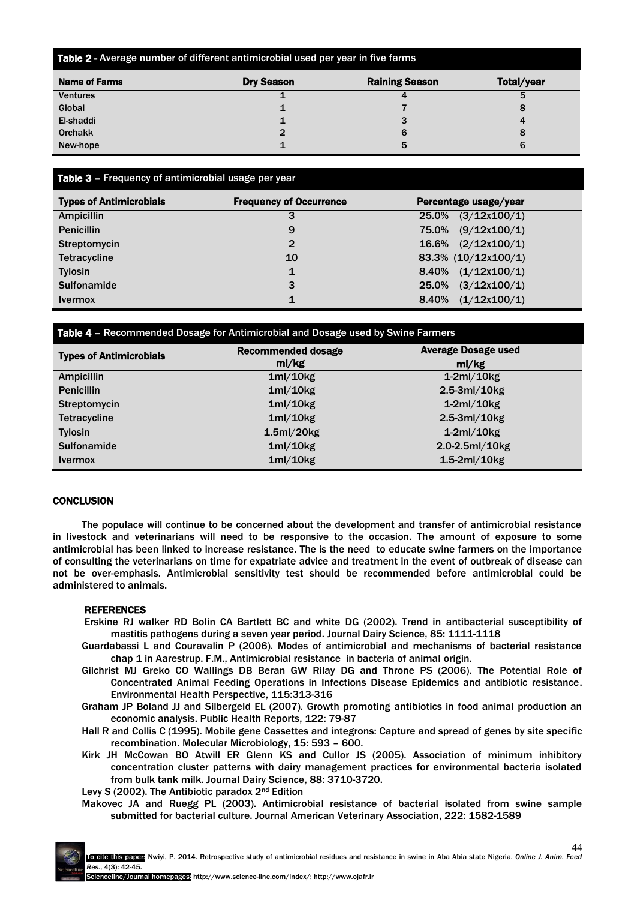**Table 2** - Average number of different antimicrobial used per year in five farms

| Name of Farms | Dry Season | Raining Season | Total/year |
|---|---|---|---|
| Ventures | 1 | 4 | 5 |
| Global | 1 | 7 | 8 |
| El-shaddi | 1 | 3 | 4 |
| Orchakk | 2 | 6 | 8 |
| New-hope | 1 | 5 | 6 |

**Table 3** – Frequency of antimicrobial usage per year

| Types of Antimicrobials | Frequency of Occurrence | Percentage usage/year |
|---|---|---|
| Ampicillin | 3 | 25.0% (3/12x100/1) |
| Penicillin | 9 | 75.0% (9/12x100/1) |
| Streptomycin | 2 | 16.6% (2/12x100/1) |
| Tetracycline | 10 | 83.3% (10/12x100/1) |
| Tylosin | 1 | 8.40% (1/12x100/1) |
| Sulfonamide | 3 | 25.0% (3/12x100/1) |
| Ivermox | 1 | 8.40% (1/12x100/1) |

**Table 4** – Recommended Dosage for Antimicrobial and Dosage used by Swine Farmers

| Types of Antimicrobials | Recommended dosage ml/kg | Average Dosage used ml/kg |
|---|---|---|
| Ampicillin | 1ml/10kg | 1-2ml/10kg |
| Penicillin | 1ml/10kg | 2.5-3ml/10kg |
| Streptomycin | 1ml/10kg | 1-2ml/10kg |
| Tetracycline | 1ml/10kg | 2.5-3ml/10kg |
| Tylosin | 1.5ml/20kg | 1-2ml/10kg |
| Sulfonamide | 1ml/10kg | 2.0-2.5ml/10kg |
| Ivermox | 1ml/10kg | 1.5-2ml/10kg |

## CONCLUSION

The populace will continue to be concerned about the development and transfer of antimicrobial resistance in livestock and veterinarians will need to be responsive to the occasion. The amount of exposure to some antimicrobial has been linked to increase resistance. The is the need to educate swine farmers on the importance of consulting the veterinarians on time for expatriate advice and treatment in the event of outbreak of disease can not be over-emphasis. Antimicrobial sensitivity test should be recommended before antimicrobial could be administered to animals.

## REFERENCES

Erskine RJ walker RD Bolin CA Bartlett BC and white DG (2002). Trend in antibacterial susceptibility of mastitis pathogens during a seven year period. Journal Dairy Science, 85: 1111-1118

Guardabassi L and Couravalin P (2006). Modes of antimicrobial and mechanisms of bacterial resistance chap 1 in Aarestrup. F.M., Antimicrobial resistance in bacteria of animal origin.

Gilchrist MJ Greko CO Wallings DB Beran GW Rilay DG and Throne PS (2006). The Potential Role of Concentrated Animal Feeding Operations in Infections Disease Epidemics and antibiotic resistance. Environmental Health Perspective, 115:313-316

Graham JP Boland JJ and Silbergeld EL (2007). Growth promoting antibiotics in food animal production an economic analysis. Public Health Reports, 122: 79-87

Hall R and Collis C (1995). Mobile gene Cassettes and integrons: Capture and spread of genes by site specific recombination. Molecular Microbiology, 15: 593 – 600.

Kirk JH McCowan BO Atwill ER Glenn KS and Cullor JS (2005). Association of minimum inhibitory concentration cluster patterns with dairy management practices for environmental bacteria isolated from bulk tank milk. Journal Dairy Science, 88: 3710-3720.

Levy S (2002). The Antibiotic paradox 2nd Edition

Makovec JA and Ruegg PL (2003). Antimicrobial resistance of bacterial isolated from swine sample submitted for bacterial culture. Journal American Veterinary Association, 222: 1582-1589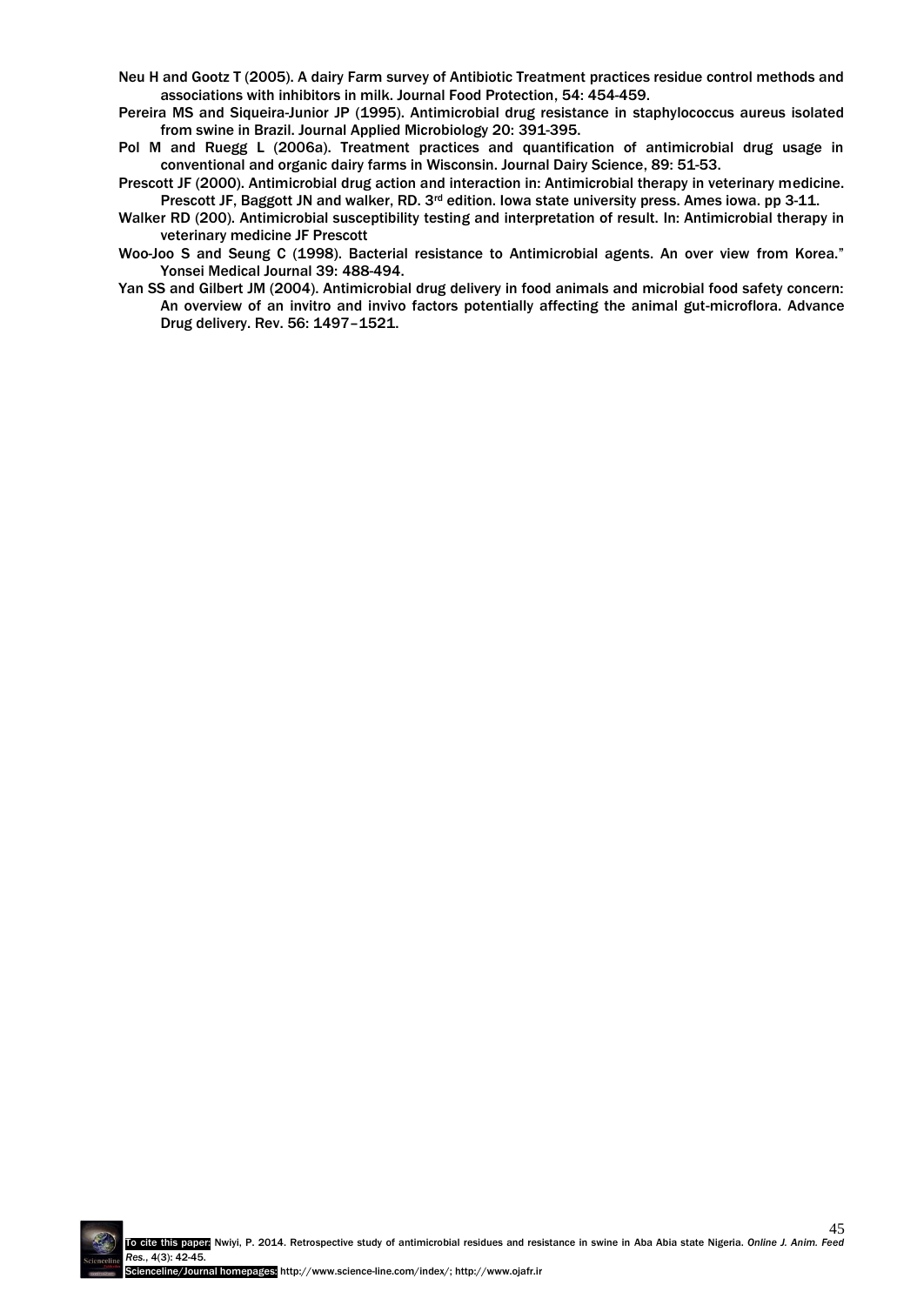Neu H and Gootz T (2005). A dairy Farm survey of Antibiotic Treatment practices residue control methods and associations with inhibitors in milk. Journal Food Protection, 54: 454-459.

Pereira MS and Siqueira-Junior JP (1995). Antimicrobial drug resistance in staphylococcus aureus isolated from swine in Brazil. Journal Applied Microbiology 20: 391-395.

Pol M and Ruegg L (2006a). Treatment practices and quantification of antimicrobial drug usage in conventional and organic dairy farms in Wisconsin. Journal Dairy Science, 89: 51-53.

Prescott JF (2000). Antimicrobial drug action and interaction in: Antimicrobial therapy in veterinary medicine. Prescott JF, Baggott JN and walker, RD. 3rd edition. Iowa state university press. Ames iowa. pp 3-11.

Walker RD (200). Antimicrobial susceptibility testing and interpretation of result. In: Antimicrobial therapy in veterinary medicine JF Prescott

Woo-Joo S and Seung C (1998). Bacterial resistance to Antimicrobial agents. An over view from Korea." Yonsei Medical Journal 39: 488-494.

Yan SS and Gilbert JM (2004). Antimicrobial drug delivery in food animals and microbial food safety concern: An overview of an invitro and invivo factors potentially affecting the animal gut-microflora. Advance Drug delivery. Rev. 56: 1497–1521.